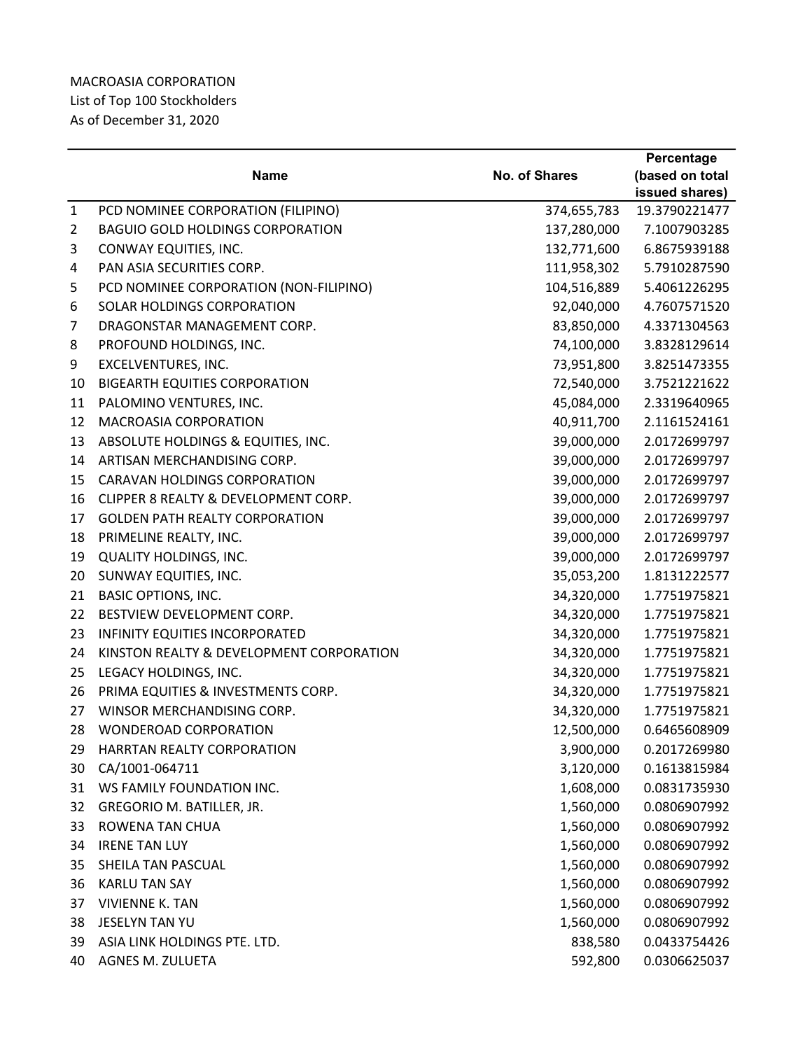MACROASIA CORPORATION
List of Top 100 Stockholders
As of December 31, 2020

| | Name | No. of Shares | Percentage (based on total issued shares) |
|---|---|---|---|
| 1 | PCD NOMINEE CORPORATION (FILIPINO) | 374,655,783 | 19.3790221477 |
| 2 | BAGUIO GOLD HOLDINGS CORPORATION | 137,280,000 | 7.1007903285 |
| 3 | CONWAY EQUITIES, INC. | 132,771,600 | 6.8675939188 |
| 4 | PAN ASIA SECURITIES CORP. | 111,958,302 | 5.7910287590 |
| 5 | PCD NOMINEE CORPORATION (NON-FILIPINO) | 104,516,889 | 5.4061226295 |
| 6 | SOLAR HOLDINGS CORPORATION | 92,040,000 | 4.7607571520 |
| 7 | DRAGONSTAR MANAGEMENT CORP. | 83,850,000 | 4.3371304563 |
| 8 | PROFOUND HOLDINGS, INC. | 74,100,000 | 3.8328129614 |
| 9 | EXCELVENTURES, INC. | 73,951,800 | 3.8251473355 |
| 10 | BIGEARTH EQUITIES CORPORATION | 72,540,000 | 3.7521221622 |
| 11 | PALOMINO VENTURES, INC. | 45,084,000 | 2.3319640965 |
| 12 | MACROASIA CORPORATION | 40,911,700 | 2.1161524161 |
| 13 | ABSOLUTE HOLDINGS & EQUITIES, INC. | 39,000,000 | 2.0172699797 |
| 14 | ARTISAN MERCHANDISING CORP. | 39,000,000 | 2.0172699797 |
| 15 | CARAVAN HOLDINGS CORPORATION | 39,000,000 | 2.0172699797 |
| 16 | CLIPPER 8 REALTY & DEVELOPMENT CORP. | 39,000,000 | 2.0172699797 |
| 17 | GOLDEN PATH REALTY CORPORATION | 39,000,000 | 2.0172699797 |
| 18 | PRIMELINE REALTY, INC. | 39,000,000 | 2.0172699797 |
| 19 | QUALITY HOLDINGS, INC. | 39,000,000 | 2.0172699797 |
| 20 | SUNWAY EQUITIES, INC. | 35,053,200 | 1.8131222577 |
| 21 | BASIC OPTIONS, INC. | 34,320,000 | 1.7751975821 |
| 22 | BESTVIEW DEVELOPMENT CORP. | 34,320,000 | 1.7751975821 |
| 23 | INFINITY EQUITIES INCORPORATED | 34,320,000 | 1.7751975821 |
| 24 | KINSTON REALTY & DEVELOPMENT CORPORATION | 34,320,000 | 1.7751975821 |
| 25 | LEGACY HOLDINGS, INC. | 34,320,000 | 1.7751975821 |
| 26 | PRIMA EQUITIES & INVESTMENTS CORP. | 34,320,000 | 1.7751975821 |
| 27 | WINSOR MERCHANDISING CORP. | 34,320,000 | 1.7751975821 |
| 28 | WONDEROAD CORPORATION | 12,500,000 | 0.6465608909 |
| 29 | HARRTAN REALTY CORPORATION | 3,900,000 | 0.2017269980 |
| 30 | CA/1001-064711 | 3,120,000 | 0.1613815984 |
| 31 | WS FAMILY FOUNDATION INC. | 1,608,000 | 0.0831735930 |
| 32 | GREGORIO M. BATILLER, JR. | 1,560,000 | 0.0806907992 |
| 33 | ROWENA TAN CHUA | 1,560,000 | 0.0806907992 |
| 34 | IRENE TAN LUY | 1,560,000 | 0.0806907992 |
| 35 | SHEILA TAN PASCUAL | 1,560,000 | 0.0806907992 |
| 36 | KARLU TAN SAY | 1,560,000 | 0.0806907992 |
| 37 | VIVIENNE K. TAN | 1,560,000 | 0.0806907992 |
| 38 | JESELYN TAN YU | 1,560,000 | 0.0806907992 |
| 39 | ASIA LINK HOLDINGS PTE. LTD. | 838,580 | 0.0433754426 |
| 40 | AGNES M. ZULUETA | 592,800 | 0.0306625037 |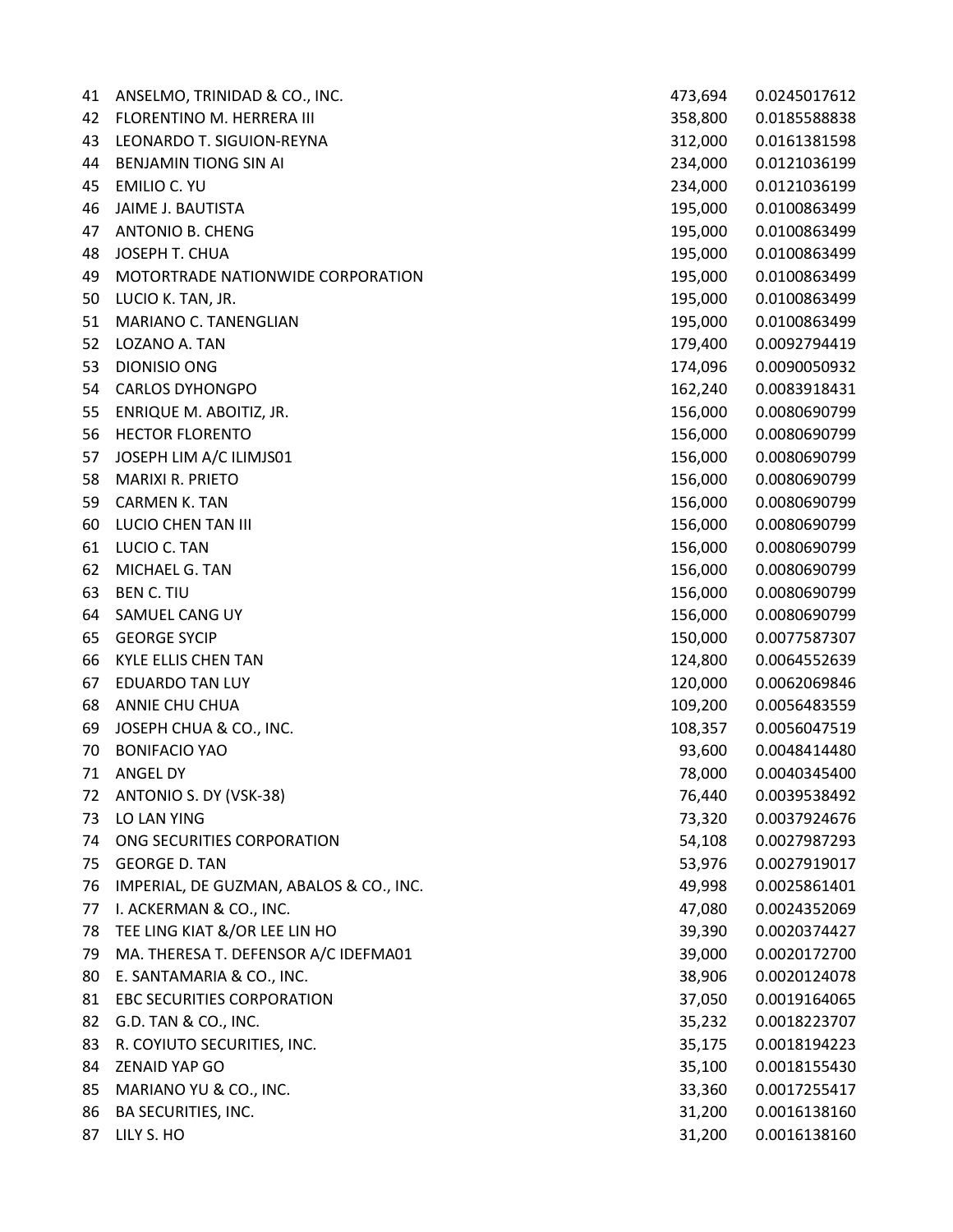| | | | |
|---|---|---|---|
| 41 | ANSELMO, TRINIDAD & CO., INC. | 473,694 | 0.0245017612 |
| 42 | FLORENTINO M. HERRERA III | 358,800 | 0.0185588838 |
| 43 | LEONARDO T. SIGUION-REYNA | 312,000 | 0.0161381598 |
| 44 | BENJAMIN TIONG SIN AI | 234,000 | 0.0121036199 |
| 45 | EMILIO C. YU | 234,000 | 0.0121036199 |
| 46 | JAIME J. BAUTISTA | 195,000 | 0.0100863499 |
| 47 | ANTONIO B. CHENG | 195,000 | 0.0100863499 |
| 48 | JOSEPH T. CHUA | 195,000 | 0.0100863499 |
| 49 | MOTORTRADE NATIONWIDE CORPORATION | 195,000 | 0.0100863499 |
| 50 | LUCIO K. TAN, JR. | 195,000 | 0.0100863499 |
| 51 | MARIANO C. TANENGLIAN | 195,000 | 0.0100863499 |
| 52 | LOZANO A. TAN | 179,400 | 0.0092794419 |
| 53 | DIONISIO ONG | 174,096 | 0.0090050932 |
| 54 | CARLOS DYHONGPO | 162,240 | 0.0083918431 |
| 55 | ENRIQUE M. ABOITIZ, JR. | 156,000 | 0.0080690799 |
| 56 | HECTOR FLORENTO | 156,000 | 0.0080690799 |
| 57 | JOSEPH LIM A/C ILIMJS01 | 156,000 | 0.0080690799 |
| 58 | MARIXI R. PRIETO | 156,000 | 0.0080690799 |
| 59 | CARMEN K. TAN | 156,000 | 0.0080690799 |
| 60 | LUCIO CHEN TAN III | 156,000 | 0.0080690799 |
| 61 | LUCIO C. TAN | 156,000 | 0.0080690799 |
| 62 | MICHAEL G. TAN | 156,000 | 0.0080690799 |
| 63 | BEN C. TIU | 156,000 | 0.0080690799 |
| 64 | SAMUEL CANG UY | 156,000 | 0.0080690799 |
| 65 | GEORGE SYCIP | 150,000 | 0.0077587307 |
| 66 | KYLE ELLIS CHEN TAN | 124,800 | 0.0064552639 |
| 67 | EDUARDO TAN LUY | 120,000 | 0.0062069846 |
| 68 | ANNIE CHU CHUA | 109,200 | 0.0056483559 |
| 69 | JOSEPH CHUA & CO., INC. | 108,357 | 0.0056047519 |
| 70 | BONIFACIO YAO | 93,600 | 0.0048414480 |
| 71 | ANGEL DY | 78,000 | 0.0040345400 |
| 72 | ANTONIO S. DY (VSK-38) | 76,440 | 0.0039538492 |
| 73 | LO LAN YING | 73,320 | 0.0037924676 |
| 74 | ONG SECURITIES CORPORATION | 54,108 | 0.0027987293 |
| 75 | GEORGE D. TAN | 53,976 | 0.0027919017 |
| 76 | IMPERIAL, DE GUZMAN, ABALOS & CO., INC. | 49,998 | 0.0025861401 |
| 77 | I. ACKERMAN & CO., INC. | 47,080 | 0.0024352069 |
| 78 | TEE LING KIAT &/OR LEE LIN HO | 39,390 | 0.0020374427 |
| 79 | MA. THERESA T. DEFENSOR A/C IDEFMA01 | 39,000 | 0.0020172700 |
| 80 | E. SANTAMARIA & CO., INC. | 38,906 | 0.0020124078 |
| 81 | EBC SECURITIES CORPORATION | 37,050 | 0.0019164065 |
| 82 | G.D. TAN & CO., INC. | 35,232 | 0.0018223707 |
| 83 | R. COYIUTO SECURITIES, INC. | 35,175 | 0.0018194223 |
| 84 | ZENAID YAP GO | 35,100 | 0.0018155430 |
| 85 | MARIANO YU & CO., INC. | 33,360 | 0.0017255417 |
| 86 | BA SECURITIES, INC. | 31,200 | 0.0016138160 |
| 87 | LILY S. HO | 31,200 | 0.0016138160 |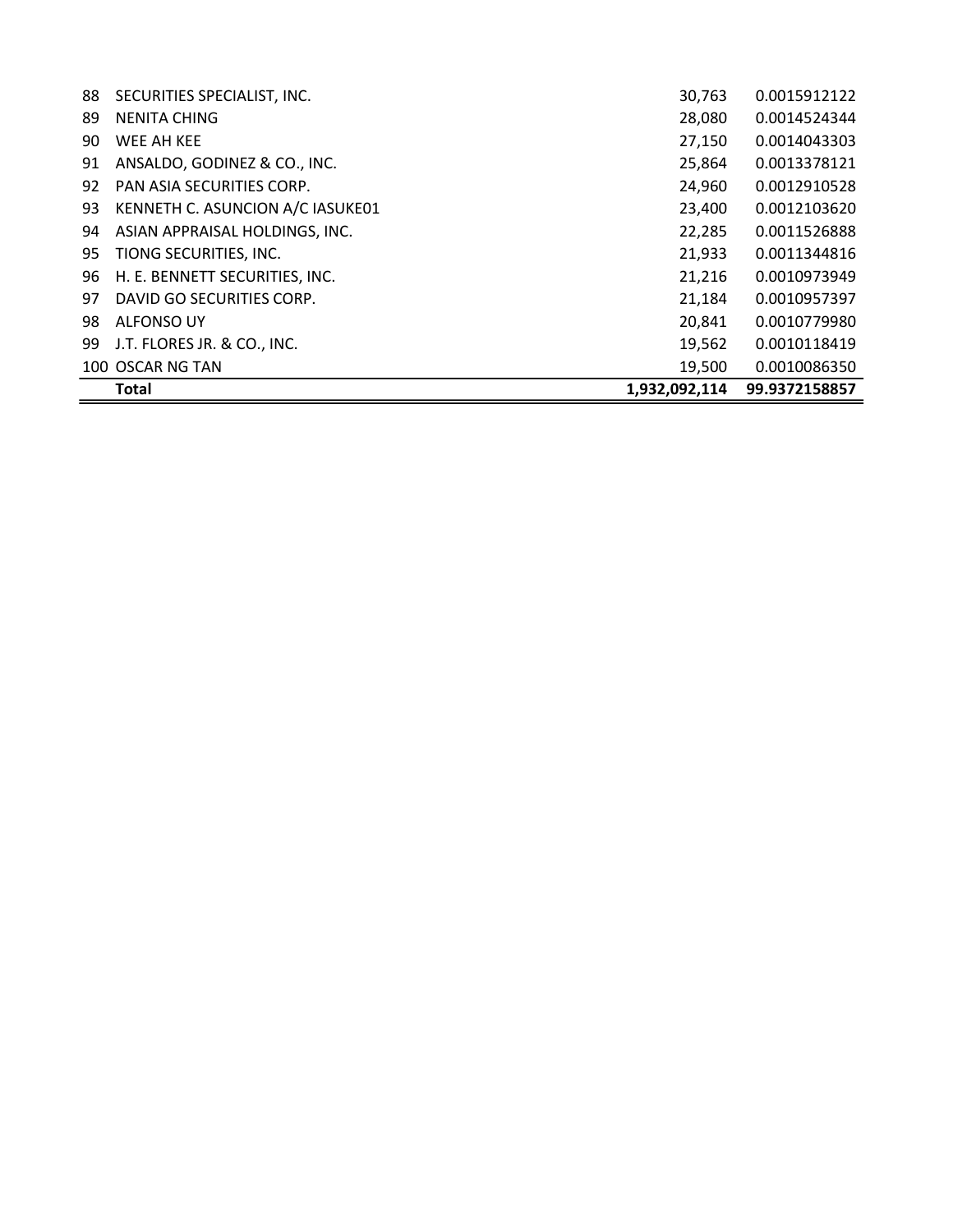| | | | |
|---|---|---|---|
| 88 | SECURITIES SPECIALIST, INC. | 30,763 | 0.0015912122 |
| 89 | NENITA CHING | 28,080 | 0.0014524344 |
| 90 | WEE AH KEE | 27,150 | 0.0014043303 |
| 91 | ANSALDO, GODINEZ & CO., INC. | 25,864 | 0.0013378121 |
| 92 | PAN ASIA SECURITIES CORP. | 24,960 | 0.0012910528 |
| 93 | KENNETH C. ASUNCION A/C IASUKE01 | 23,400 | 0.0012103620 |
| 94 | ASIAN APPRAISAL HOLDINGS, INC. | 22,285 | 0.0011526888 |
| 95 | TIONG SECURITIES, INC. | 21,933 | 0.0011344816 |
| 96 | H. E. BENNETT SECURITIES, INC. | 21,216 | 0.0010973949 |
| 97 | DAVID GO SECURITIES CORP. | 21,184 | 0.0010957397 |
| 98 | ALFONSO UY | 20,841 | 0.0010779980 |
| 99 | J.T. FLORES JR. & CO., INC. | 19,562 | 0.0010118419 |
| 100 | OSCAR NG TAN | 19,500 | 0.0010086350 |
| | **Total** | **1,932,092,114** | **99.9372158857** |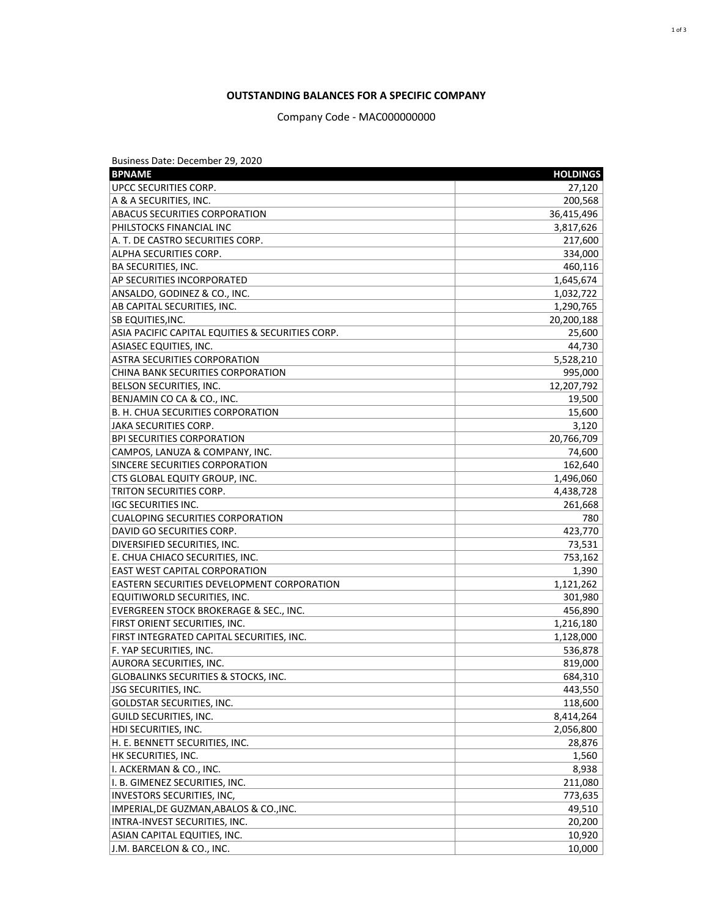**OUTSTANDING BALANCES FOR A SPECIFIC COMPANY**

Company Code - MAC000000000

Business Date: December 29, 2020

| BPNAME | HOLDINGS |
|---|---:|
| UPCC SECURITIES CORP. | 27,120 |
| A & A SECURITIES, INC. | 200,568 |
| ABACUS SECURITIES CORPORATION | 36,415,496 |
| PHILSTOCKS FINANCIAL INC | 3,817,626 |
| A. T. DE CASTRO SECURITIES CORP. | 217,600 |
| ALPHA SECURITIES CORP. | 334,000 |
| BA SECURITIES, INC. | 460,116 |
| AP SECURITIES INCORPORATED | 1,645,674 |
| ANSALDO, GODINEZ & CO., INC. | 1,032,722 |
| AB CAPITAL SECURITIES, INC. | 1,290,765 |
| SB EQUITIES,INC. | 20,200,188 |
| ASIA PACIFIC CAPITAL EQUITIES & SECURITIES CORP. | 25,600 |
| ASIASEC EQUITIES, INC. | 44,730 |
| ASTRA SECURITIES CORPORATION | 5,528,210 |
| CHINA BANK SECURITIES CORPORATION | 995,000 |
| BELSON SECURITIES, INC. | 12,207,792 |
| BENJAMIN CO CA & CO., INC. | 19,500 |
| B. H. CHUA SECURITIES CORPORATION | 15,600 |
| JAKA SECURITIES CORP. | 3,120 |
| BPI SECURITIES CORPORATION | 20,766,709 |
| CAMPOS, LANUZA & COMPANY, INC. | 74,600 |
| SINCERE SECURITIES CORPORATION | 162,640 |
| CTS GLOBAL EQUITY GROUP, INC. | 1,496,060 |
| TRITON SECURITIES CORP. | 4,438,728 |
| IGC SECURITIES INC. | 261,668 |
| CUALOPING SECURITIES CORPORATION | 780 |
| DAVID GO SECURITIES CORP. | 423,770 |
| DIVERSIFIED SECURITIES, INC. | 73,531 |
| E. CHUA CHIACO SECURITIES, INC. | 753,162 |
| EAST WEST CAPITAL CORPORATION | 1,390 |
| EASTERN SECURITIES DEVELOPMENT CORPORATION | 1,121,262 |
| EQUITIWORLD SECURITIES, INC. | 301,980 |
| EVERGREEN STOCK BROKERAGE & SEC., INC. | 456,890 |
| FIRST ORIENT SECURITIES, INC. | 1,216,180 |
| FIRST INTEGRATED CAPITAL SECURITIES, INC. | 1,128,000 |
| F. YAP SECURITIES, INC. | 536,878 |
| AURORA SECURITIES, INC. | 819,000 |
| GLOBALINKS SECURITIES & STOCKS, INC. | 684,310 |
| JSG SECURITIES, INC. | 443,550 |
| GOLDSTAR SECURITIES, INC. | 118,600 |
| GUILD SECURITIES, INC. | 8,414,264 |
| HDI SECURITIES, INC. | 2,056,800 |
| H. E. BENNETT SECURITIES, INC. | 28,876 |
| HK SECURITIES, INC. | 1,560 |
| I. ACKERMAN & CO., INC. | 8,938 |
| I. B. GIMENEZ SECURITIES, INC. | 211,080 |
| INVESTORS SECURITIES, INC, | 773,635 |
| IMPERIAL,DE GUZMAN,ABALOS & CO.,INC. | 49,510 |
| INTRA-INVEST SECURITIES, INC. | 20,200 |
| ASIAN CAPITAL EQUITIES, INC. | 10,920 |
| J.M. BARCELON & CO., INC. | 10,000 |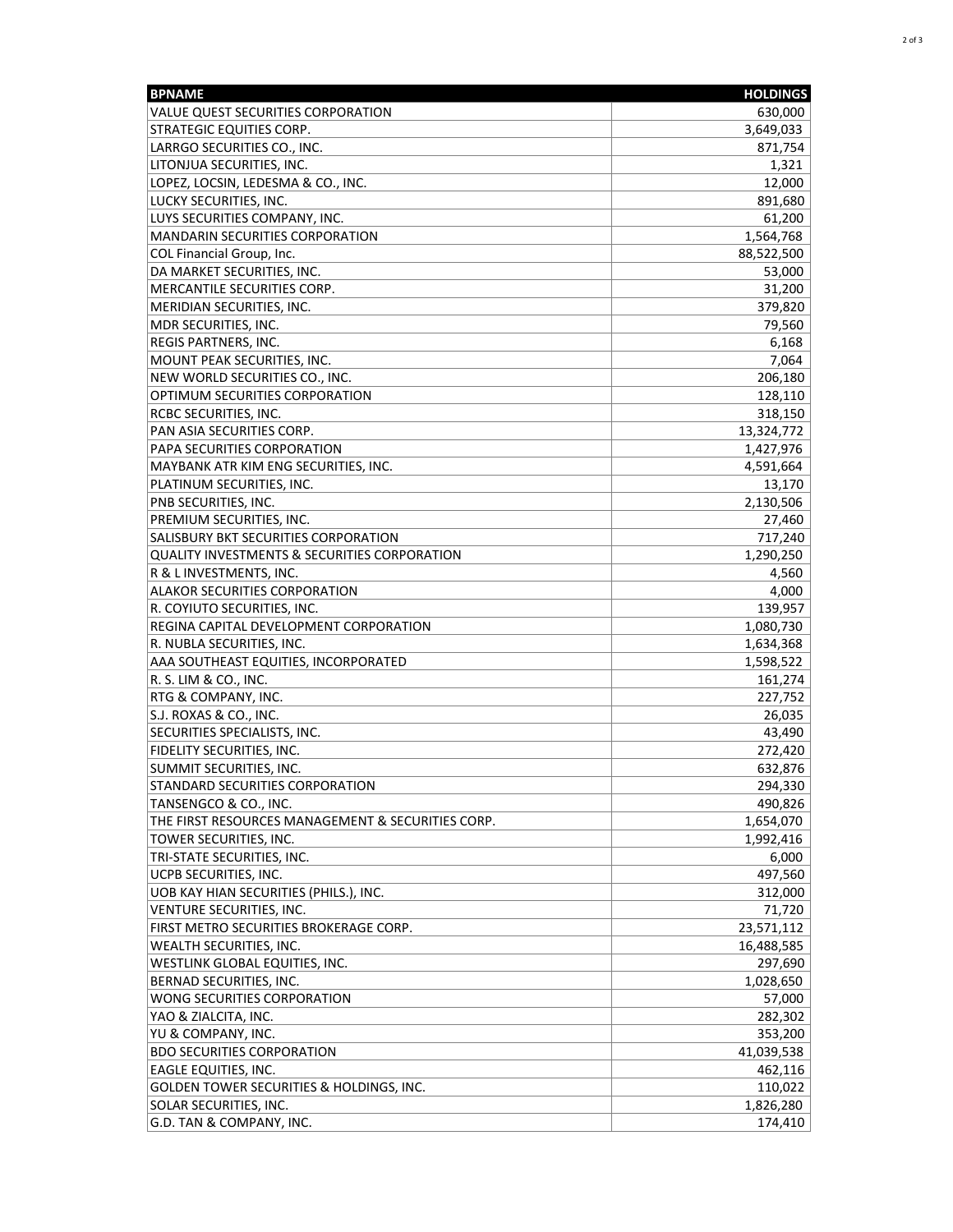| BPNAME | HOLDINGS |
| --- | ---: |
| VALUE QUEST SECURITIES CORPORATION | 630,000 |
| STRATEGIC EQUITIES CORP. | 3,649,033 |
| LARRGO SECURITIES CO., INC. | 871,754 |
| LITONJUA SECURITIES, INC. | 1,321 |
| LOPEZ, LOCSIN, LEDESMA & CO., INC. | 12,000 |
| LUCKY SECURITIES, INC. | 891,680 |
| LUYS SECURITIES COMPANY, INC. | 61,200 |
| MANDARIN SECURITIES CORPORATION | 1,564,768 |
| COL Financial Group, Inc. | 88,522,500 |
| DA MARKET SECURITIES, INC. | 53,000 |
| MERCANTILE SECURITIES CORP. | 31,200 |
| MERIDIAN SECURITIES, INC. | 379,820 |
| MDR SECURITIES, INC. | 79,560 |
| REGIS PARTNERS, INC. | 6,168 |
| MOUNT PEAK SECURITIES, INC. | 7,064 |
| NEW WORLD SECURITIES CO., INC. | 206,180 |
| OPTIMUM SECURITIES CORPORATION | 128,110 |
| RCBC SECURITIES, INC. | 318,150 |
| PAN ASIA SECURITIES CORP. | 13,324,772 |
| PAPA SECURITIES CORPORATION | 1,427,976 |
| MAYBANK ATR KIM ENG SECURITIES, INC. | 4,591,664 |
| PLATINUM SECURITIES, INC. | 13,170 |
| PNB SECURITIES, INC. | 2,130,506 |
| PREMIUM SECURITIES, INC. | 27,460 |
| SALISBURY BKT SECURITIES CORPORATION | 717,240 |
| QUALITY INVESTMENTS & SECURITIES CORPORATION | 1,290,250 |
| R & L INVESTMENTS, INC. | 4,560 |
| ALAKOR SECURITIES CORPORATION | 4,000 |
| R. COYIUTO SECURITIES, INC. | 139,957 |
| REGINA CAPITAL DEVELOPMENT CORPORATION | 1,080,730 |
| R. NUBLA SECURITIES, INC. | 1,634,368 |
| AAA SOUTHEAST EQUITIES, INCORPORATED | 1,598,522 |
| R. S. LIM & CO., INC. | 161,274 |
| RTG & COMPANY, INC. | 227,752 |
| S.J. ROXAS & CO., INC. | 26,035 |
| SECURITIES SPECIALISTS, INC. | 43,490 |
| FIDELITY SECURITIES, INC. | 272,420 |
| SUMMIT SECURITIES, INC. | 632,876 |
| STANDARD SECURITIES CORPORATION | 294,330 |
| TANSENGCO & CO., INC. | 490,826 |
| THE FIRST RESOURCES MANAGEMENT & SECURITIES CORP. | 1,654,070 |
| TOWER SECURITIES, INC. | 1,992,416 |
| TRI-STATE SECURITIES, INC. | 6,000 |
| UCPB SECURITIES, INC. | 497,560 |
| UOB KAY HIAN SECURITIES (PHILS.), INC. | 312,000 |
| VENTURE SECURITIES, INC. | 71,720 |
| FIRST METRO SECURITIES BROKERAGE CORP. | 23,571,112 |
| WEALTH SECURITIES, INC. | 16,488,585 |
| WESTLINK GLOBAL EQUITIES, INC. | 297,690 |
| BERNAD SECURITIES, INC. | 1,028,650 |
| WONG SECURITIES CORPORATION | 57,000 |
| YAO & ZIALCITA, INC. | 282,302 |
| YU & COMPANY, INC. | 353,200 |
| BDO SECURITIES CORPORATION | 41,039,538 |
| EAGLE EQUITIES, INC. | 462,116 |
| GOLDEN TOWER SECURITIES & HOLDINGS, INC. | 110,022 |
| SOLAR SECURITIES, INC. | 1,826,280 |
| G.D. TAN & COMPANY, INC. | 174,410 |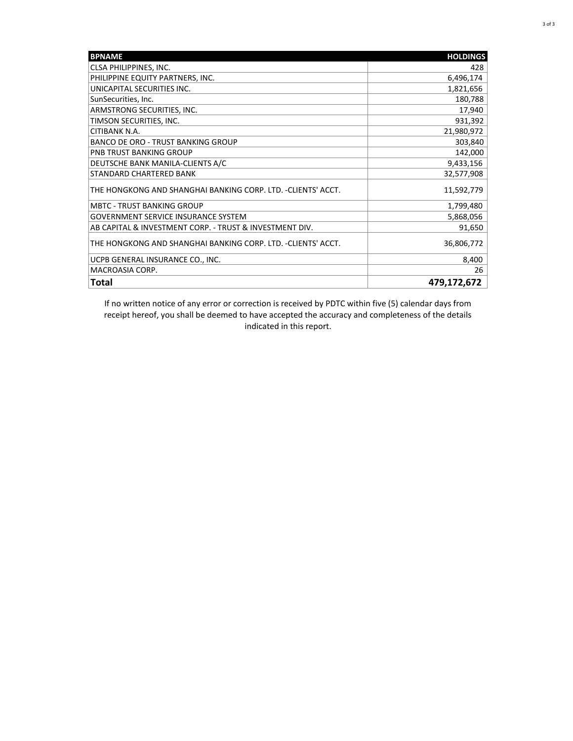| BPNAME | HOLDINGS |
|---|---|
| CLSA PHILIPPINES, INC. | 428 |
| PHILIPPINE EQUITY PARTNERS, INC. | 6,496,174 |
| UNICAPITAL SECURITIES INC. | 1,821,656 |
| SunSecurities, Inc. | 180,788 |
| ARMSTRONG SECURITIES, INC. | 17,940 |
| TIMSON SECURITIES, INC. | 931,392 |
| CITIBANK N.A. | 21,980,972 |
| BANCO DE ORO - TRUST BANKING GROUP | 303,840 |
| PNB TRUST BANKING GROUP | 142,000 |
| DEUTSCHE BANK MANILA-CLIENTS A/C | 9,433,156 |
| STANDARD CHARTERED BANK | 32,577,908 |
| THE HONGKONG AND SHANGHAI BANKING CORP. LTD. -CLIENTS' ACCT. | 11,592,779 |
| MBTC - TRUST BANKING GROUP | 1,799,480 |
| GOVERNMENT SERVICE INSURANCE SYSTEM | 5,868,056 |
| AB CAPITAL & INVESTMENT CORP. - TRUST & INVESTMENT DIV. | 91,650 |
| THE HONGKONG AND SHANGHAI BANKING CORP. LTD. -CLIENTS' ACCT. | 36,806,772 |
| UCPB GENERAL INSURANCE CO., INC. | 8,400 |
| MACROASIA CORP. | 26 |
| **Total** | **479,172,672** |

If no written notice of any error or correction is received by PDTC within five (5) calendar days from receipt hereof, you shall be deemed to have accepted the accuracy and completeness of the details indicated in this report.